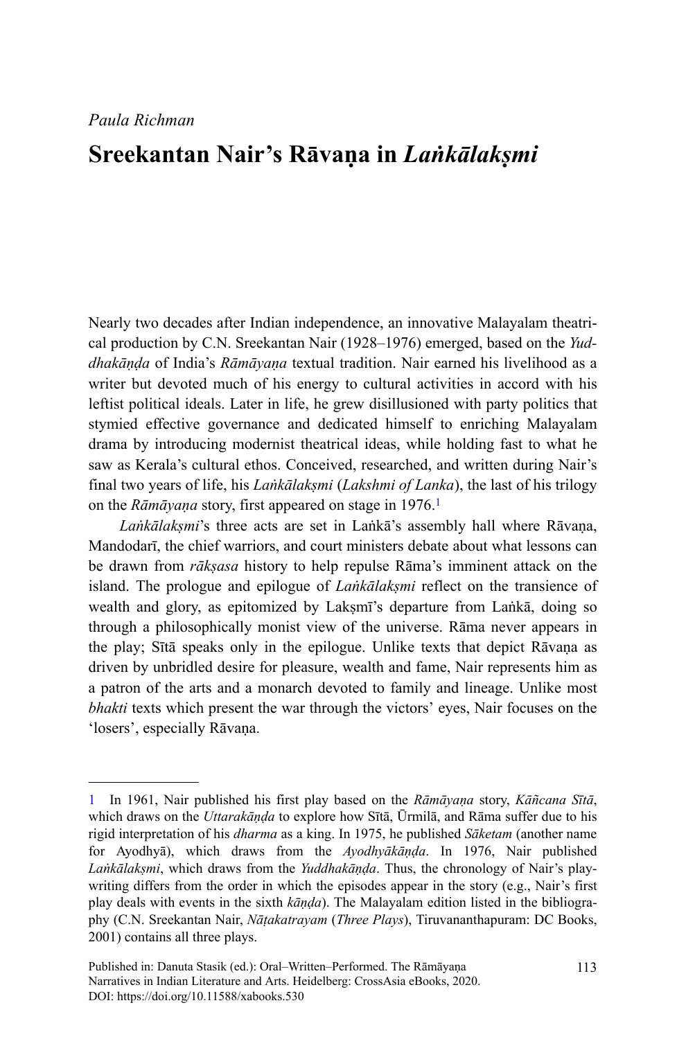*Paula Richman*

# Sreekantan Nair's Rāvaṇa in *Laṅkālakṣmi*

Nearly two decades after Indian independence, an innovative Malayalam theatrical production by C.N. Sreekantan Nair (1928–1976) emerged, based on the *Yuddhakāṇḍa* of India's *Rāmāyaṇa* textual tradition. Nair earned his livelihood as a writer but devoted much of his energy to cultural activities in accord with his leftist political ideals. Later in life, he grew disillusioned with party politics that stymied effective governance and dedicated himself to enriching Malayalam drama by introducing modernist theatrical ideas, while holding fast to what he saw as Kerala's cultural ethos. Conceived, researched, and written during Nair's final two years of life, his *Laṅkālakṣmi* (*Lakshmi of Lanka*), the last of his trilogy on the *Rāmāyaṇa* story, first appeared on stage in 1976.[1]

*Laṅkālakṣmi*'s three acts are set in Laṅkā's assembly hall where Rāvaṇa, Mandodarī, the chief warriors, and court ministers debate about what lessons can be drawn from *rākṣasa* history to help repulse Rāma's imminent attack on the island. The prologue and epilogue of *Laṅkālakṣmi* reflect on the transience of wealth and glory, as epitomized by Lakṣmī's departure from Laṅkā, doing so through a philosophically monist view of the universe. Rāma never appears in the play; Sītā speaks only in the epilogue. Unlike texts that depict Rāvaṇa as driven by unbridled desire for pleasure, wealth and fame, Nair represents him as a patron of the arts and a monarch devoted to family and lineage. Unlike most *bhakti* texts which present the war through the victors' eyes, Nair focuses on the 'losers', especially Rāvaṇa.

---

[1] In 1961, Nair published his first play based on the *Rāmāyaṇa* story, *Kāñcana Sītā*, which draws on the *Uttarakāṇḍa* to explore how Sītā, Ūrmilā, and Rāma suffer due to his rigid interpretation of his *dharma* as a king. In 1975, he published *Sāketam* (another name for Ayodhyā), which draws from the *Ayodhyākāṇḍa*. In 1976, Nair published *Laṅkālakṣmi*, which draws from the *Yuddhakāṇḍa*. Thus, the chronology of Nair's playwriting differs from the order in which the episodes appear in the story (e.g., Nair's first play deals with events in the sixth *kāṇḍa*). The Malayalam edition listed in the bibliography (C.N. Sreekantan Nair, *Nāṭakatrayam* (*Three Plays*), Tiruvananthapuram: DC Books, 2001) contains all three plays.

Published in: Danuta Stasik (ed.): Oral–Written–Performed. The Rāmāyaṇa Narratives in Indian Literature and Arts. Heidelberg: CrossAsia eBooks, 2020.
DOI: https://doi.org/10.11588/xabooks.530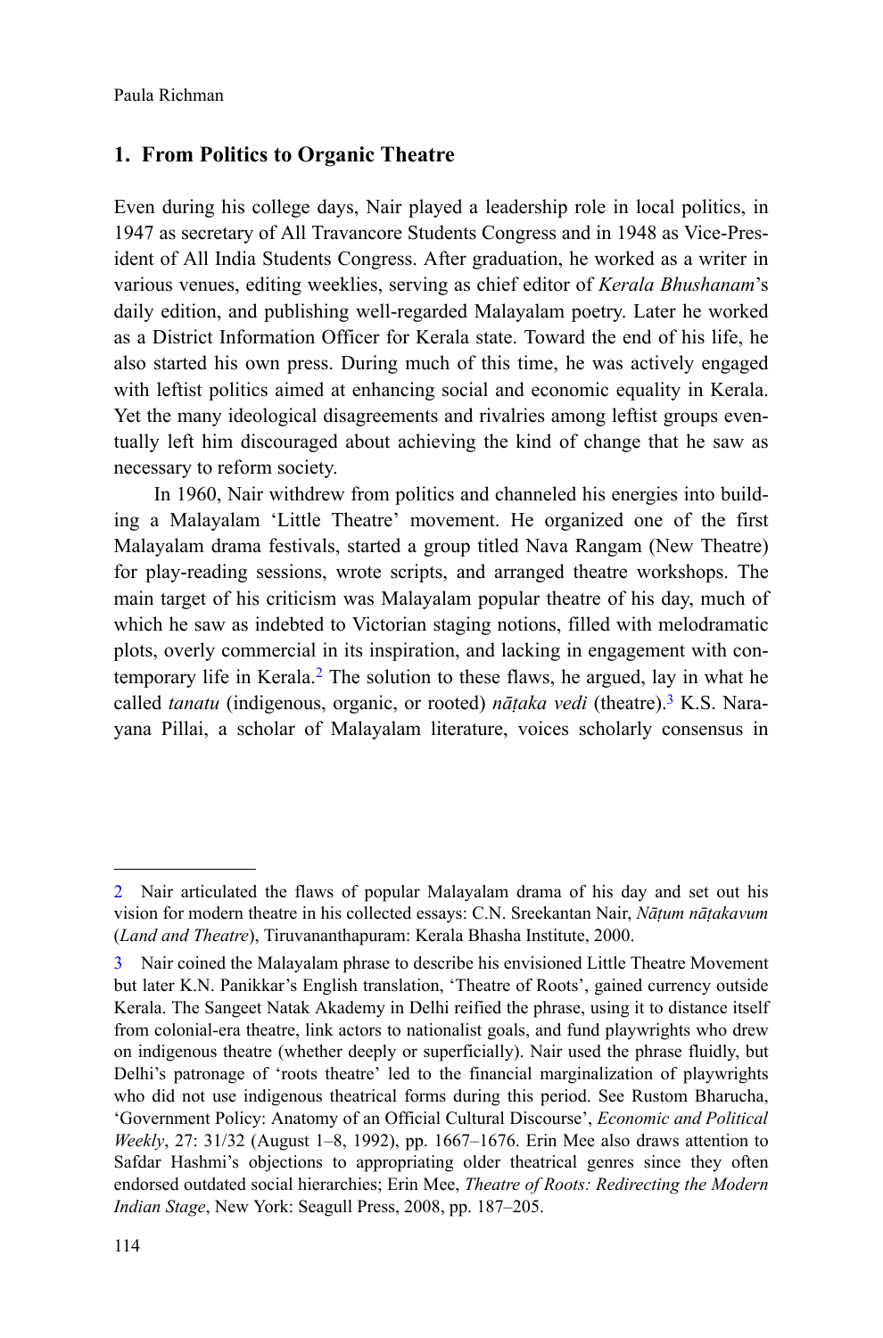## 1. From Politics to Organic Theatre

Even during his college days, Nair played a leadership role in local politics, in 1947 as secretary of All Travancore Students Congress and in 1948 as Vice-President of All India Students Congress. After graduation, he worked as a writer in various venues, editing weeklies, serving as chief editor of *Kerala Bhushanam*'s daily edition, and publishing well-regarded Malayalam poetry. Later he worked as a District Information Officer for Kerala state. Toward the end of his life, he also started his own press. During much of this time, he was actively engaged with leftist politics aimed at enhancing social and economic equality in Kerala. Yet the many ideological disagreements and rivalries among leftist groups eventually left him discouraged about achieving the kind of change that he saw as necessary to reform society.

In 1960, Nair withdrew from politics and channeled his energies into building a Malayalam 'Little Theatre' movement. He organized one of the first Malayalam drama festivals, started a group titled Nava Rangam (New Theatre) for play-reading sessions, wrote scripts, and arranged theatre workshops. The main target of his criticism was Malayalam popular theatre of his day, much of which he saw as indebted to Victorian staging notions, filled with melodramatic plots, overly commercial in its inspiration, and lacking in engagement with contemporary life in Kerala.[2] The solution to these flaws, he argued, lay in what he called *tanatu* (indigenous, organic, or rooted) *nāṭaka vedi* (theatre).[3] K.S. Narayana Pillai, a scholar of Malayalam literature, voices scholarly consensus in

---

[2] Nair articulated the flaws of popular Malayalam drama of his day and set out his vision for modern theatre in his collected essays: C.N. Sreekantan Nair, *Nāṭum nāṭakavum* (*Land and Theatre*), Tiruvananthapuram: Kerala Bhasha Institute, 2000.

[3] Nair coined the Malayalam phrase to describe his envisioned Little Theatre Movement but later K.N. Panikkar's English translation, 'Theatre of Roots', gained currency outside Kerala. The Sangeet Natak Akademy in Delhi reified the phrase, using it to distance itself from colonial-era theatre, link actors to nationalist goals, and fund playwrights who drew on indigenous theatre (whether deeply or superficially). Nair used the phrase fluidly, but Delhi's patronage of 'roots theatre' led to the financial marginalization of playwrights who did not use indigenous theatrical forms during this period. See Rustom Bharucha, 'Government Policy: Anatomy of an Official Cultural Discourse', *Economic and Political Weekly*, 27: 31/32 (August 1–8, 1992), pp. 1667–1676. Erin Mee also draws attention to Safdar Hashmi's objections to appropriating older theatrical genres since they often endorsed outdated social hierarchies; Erin Mee, *Theatre of Roots: Redirecting the Modern Indian Stage*, New York: Seagull Press, 2008, pp. 187–205.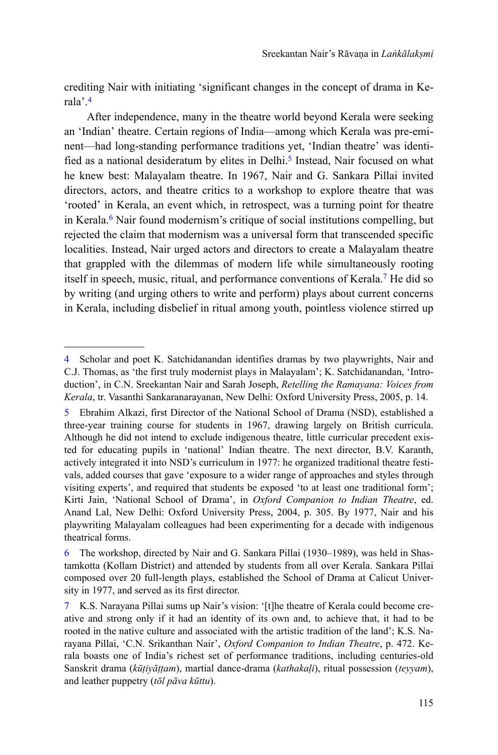crediting Nair with initiating 'significant changes in the concept of drama in Kerala'.[4]

After independence, many in the theatre world beyond Kerala were seeking an 'Indian' theatre. Certain regions of India—among which Kerala was pre-eminent—had long-standing performance traditions yet, 'Indian theatre' was identified as a national desideratum by elites in Delhi.[5] Instead, Nair focused on what he knew best: Malayalam theatre. In 1967, Nair and G. Sankara Pillai invited directors, actors, and theatre critics to a workshop to explore theatre that was 'rooted' in Kerala, an event which, in retrospect, was a turning point for theatre in Kerala.[6] Nair found modernism's critique of social institutions compelling, but rejected the claim that modernism was a universal form that transcended specific localities. Instead, Nair urged actors and directors to create a Malayalam theatre that grappled with the dilemmas of modern life while simultaneously rooting itself in speech, music, ritual, and performance conventions of Kerala.[7] He did so by writing (and urging others to write and perform) plays about current concerns in Kerala, including disbelief in ritual among youth, pointless violence stirred up

---

4 Scholar and poet K. Satchidanandan identifies dramas by two playwrights, Nair and C.J. Thomas, as 'the first truly modernist plays in Malayalam'; K. Satchidanandan, 'Introduction', in C.N. Sreekantan Nair and Sarah Joseph, *Retelling the Ramayana: Voices from Kerala*, tr. Vasanthi Sankaranarayanan, New Delhi: Oxford University Press, 2005, p. 14.

5 Ebrahim Alkazi, first Director of the National School of Drama (NSD), established a three-year training course for students in 1967, drawing largely on British curricula. Although he did not intend to exclude indigenous theatre, little curricular precedent existed for educating pupils in 'national' Indian theatre. The next director, B.V. Karanth, actively integrated it into NSD's curriculum in 1977: he organized traditional theatre festivals, added courses that gave 'exposure to a wider range of approaches and styles through visiting experts', and required that students be exposed 'to at least one traditional form'; Kirti Jain, 'National School of Drama', in *Oxford Companion to Indian Theatre*, ed. Anand Lal, New Delhi: Oxford University Press, 2004, p. 305. By 1977, Nair and his playwriting Malayalam colleagues had been experimenting for a decade with indigenous theatrical forms.

6 The workshop, directed by Nair and G. Sankara Pillai (1930–1989), was held in Shastamkotta (Kollam District) and attended by students from all over Kerala. Sankara Pillai composed over 20 full-length plays, established the School of Drama at Calicut University in 1977, and served as its first director.

7 K.S. Narayana Pillai sums up Nair's vision: '[t]he theatre of Kerala could become creative and strong only if it had an identity of its own and, to achieve that, it had to be rooted in the native culture and associated with the artistic tradition of the land'; K.S. Narayana Pillai, 'C.N. Srikanthan Nair', *Oxford Companion to Indian Theatre*, p. 472. Kerala boasts one of India's richest set of performance traditions, including centuries-old Sanskrit drama (*kūṭiyāṭṭam*), martial dance-drama (*kathakaḷi*), ritual possession (*teyyam*), and leather puppetry (*tōl pāva kūttu*).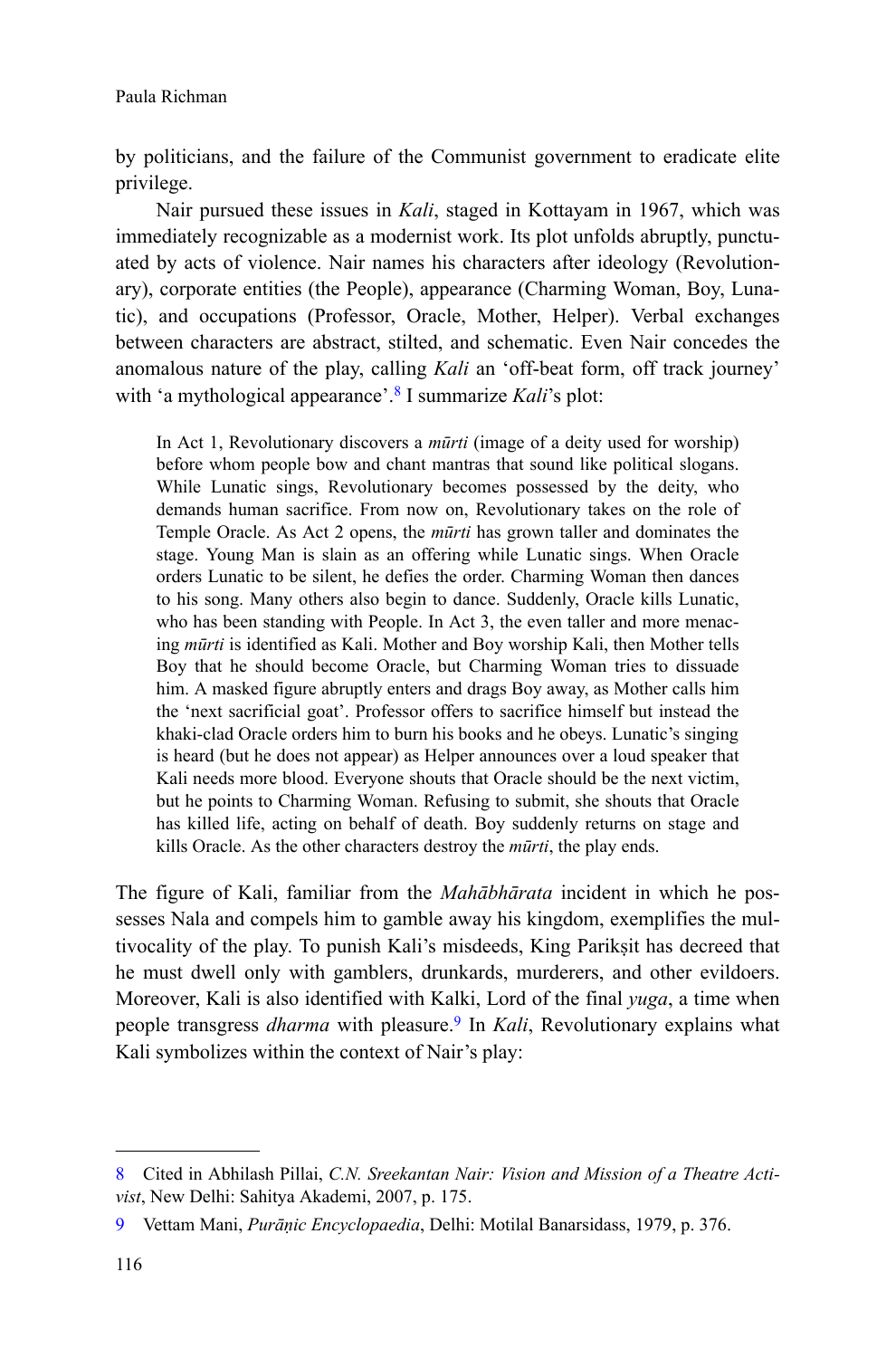by politicians, and the failure of the Communist government to eradicate elite privilege.

Nair pursued these issues in *Kali*, staged in Kottayam in 1967, which was immediately recognizable as a modernist work. Its plot unfolds abruptly, punctuated by acts of violence. Nair names his characters after ideology (Revolutionary), corporate entities (the People), appearance (Charming Woman, Boy, Lunatic), and occupations (Professor, Oracle, Mother, Helper). Verbal exchanges between characters are abstract, stilted, and schematic. Even Nair concedes the anomalous nature of the play, calling *Kali* an 'off-beat form, off track journey' with 'a mythological appearance'.[8] I summarize *Kali*'s plot:

> In Act 1, Revolutionary discovers a *mūrti* (image of a deity used for worship) before whom people bow and chant mantras that sound like political slogans. While Lunatic sings, Revolutionary becomes possessed by the deity, who demands human sacrifice. From now on, Revolutionary takes on the role of Temple Oracle. As Act 2 opens, the *mūrti* has grown taller and dominates the stage. Young Man is slain as an offering while Lunatic sings. When Oracle orders Lunatic to be silent, he defies the order. Charming Woman then dances to his song. Many others also begin to dance. Suddenly, Oracle kills Lunatic, who has been standing with People. In Act 3, the even taller and more menacing *mūrti* is identified as Kali. Mother and Boy worship Kali, then Mother tells Boy that he should become Oracle, but Charming Woman tries to dissuade him. A masked figure abruptly enters and drags Boy away, as Mother calls him the 'next sacrificial goat'. Professor offers to sacrifice himself but instead the khaki-clad Oracle orders him to burn his books and he obeys. Lunatic's singing is heard (but he does not appear) as Helper announces over a loud speaker that Kali needs more blood. Everyone shouts that Oracle should be the next victim, but he points to Charming Woman. Refusing to submit, she shouts that Oracle has killed life, acting on behalf of death. Boy suddenly returns on stage and kills Oracle. As the other characters destroy the *mūrti*, the play ends.

The figure of Kali, familiar from the *Mahābhārata* incident in which he possesses Nala and compels him to gamble away his kingdom, exemplifies the multivocality of the play. To punish Kali's misdeeds, King Parikṣit has decreed that he must dwell only with gamblers, drunkards, murderers, and other evildoers. Moreover, Kali is also identified with Kalki, Lord of the final *yuga*, a time when people transgress *dharma* with pleasure.[9] In *Kali*, Revolutionary explains what Kali symbolizes within the context of Nair's play:

---

8 Cited in Abhilash Pillai, *C.N. Sreekantan Nair: Vision and Mission of a Theatre Activist*, New Delhi: Sahitya Akademi, 2007, p. 175.

9 Vettam Mani, *Purāṇic Encyclopaedia*, Delhi: Motilal Banarsidass, 1979, p. 376.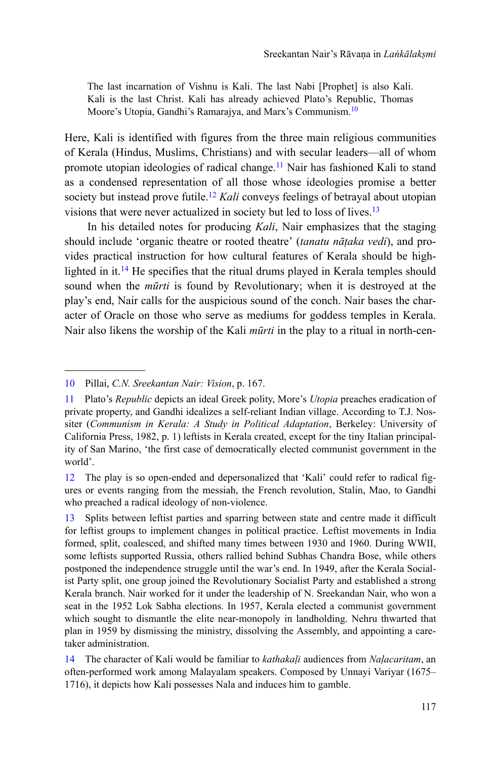> The last incarnation of Vishnu is Kali. The last Nabi [Prophet] is also Kali. Kali is the last Christ. Kali has already achieved Plato's Republic, Thomas Moore's Utopia, Gandhi's Ramarajya, and Marx's Communism.[10]

Here, Kali is identified with figures from the three main religious communities of Kerala (Hindus, Muslims, Christians) and with secular leaders—all of whom promote utopian ideologies of radical change.[11] Nair has fashioned Kali to stand as a condensed representation of all those whose ideologies promise a better society but instead prove futile.[12] *Kali* conveys feelings of betrayal about utopian visions that were never actualized in society but led to loss of lives.[13]

In his detailed notes for producing *Kali*, Nair emphasizes that the staging should include 'organic theatre or rooted theatre' (*tanatu nāṭaka vedi*), and provides practical instruction for how cultural features of Kerala should be highlighted in it.[14] He specifies that the ritual drums played in Kerala temples should sound when the *mūrti* is found by Revolutionary; when it is destroyed at the play's end, Nair calls for the auspicious sound of the conch. Nair bases the character of Oracle on those who serve as mediums for goddess temples in Kerala. Nair also likens the worship of the Kali *mūrti* in the play to a ritual in north-cen-

---

10 Pillai, *C.N. Sreekantan Nair: Vision*, p. 167.

11 Plato's *Republic* depicts an ideal Greek polity, More's *Utopia* preaches eradication of private property, and Gandhi idealizes a self-reliant Indian village. According to T.J. Nossiter (*Communism in Kerala: A Study in Political Adaptation*, Berkeley: University of California Press, 1982, p. 1) leftists in Kerala created, except for the tiny Italian principality of San Marino, 'the first case of democratically elected communist government in the world'.

12 The play is so open-ended and depersonalized that 'Kali' could refer to radical figures or events ranging from the messiah, the French revolution, Stalin, Mao, to Gandhi who preached a radical ideology of non-violence.

13 Splits between leftist parties and sparring between state and centre made it difficult for leftist groups to implement changes in political practice. Leftist movements in India formed, split, coalesced, and shifted many times between 1930 and 1960. During WWII, some leftists supported Russia, others rallied behind Subhas Chandra Bose, while others postponed the independence struggle until the war's end. In 1949, after the Kerala Socialist Party split, one group joined the Revolutionary Socialist Party and established a strong Kerala branch. Nair worked for it under the leadership of N. Sreekandan Nair, who won a seat in the 1952 Lok Sabha elections. In 1957, Kerala elected a communist government which sought to dismantle the elite near-monopoly in landholding. Nehru thwarted that plan in 1959 by dismissing the ministry, dissolving the Assembly, and appointing a caretaker administration.

14 The character of Kali would be familiar to *kathakaḷi* audiences from *Naḷacaritam*, an often-performed work among Malayalam speakers. Composed by Unnayi Variyar (1675–1716), it depicts how Kali possesses Nala and induces him to gamble.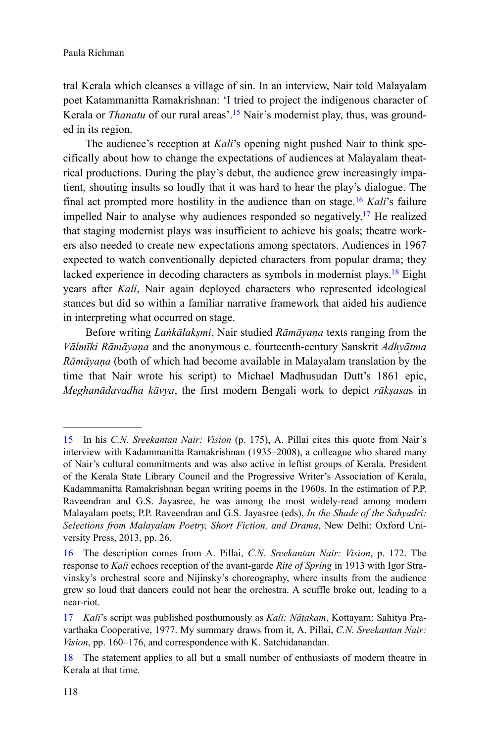tral Kerala which cleanses a village of sin. In an interview, Nair told Malayalam poet Katammanitta Ramakrishnan: 'I tried to project the indigenous character of Kerala or *Thanatu* of our rural areas'.[15] Nair's modernist play, thus, was grounded in its region.

The audience's reception at *Kali*'s opening night pushed Nair to think specifically about how to change the expectations of audiences at Malayalam theatrical productions. During the play's debut, the audience grew increasingly impatient, shouting insults so loudly that it was hard to hear the play's dialogue. The final act prompted more hostility in the audience than on stage.[16] *Kali*'s failure impelled Nair to analyse why audiences responded so negatively.[17] He realized that staging modernist plays was insufficient to achieve his goals; theatre workers also needed to create new expectations among spectators. Audiences in 1967 expected to watch conventionally depicted characters from popular drama; they lacked experience in decoding characters as symbols in modernist plays.[18] Eight years after *Kali*, Nair again deployed characters who represented ideological stances but did so within a familiar narrative framework that aided his audience in interpreting what occurred on stage.

Before writing *Laṅkālakṣmi*, Nair studied *Rāmāyaṇa* texts ranging from the *Vālmīki Rāmāyaṇa* and the anonymous c. fourteenth-century Sanskrit *Adhyātma Rāmāyaṇa* (both of which had become available in Malayalam translation by the time that Nair wrote his script) to Michael Madhusudan Dutt's 1861 epic, *Meghanādavadha kāvya*, the first modern Bengali work to depict *rākṣasa*s in

---

15 In his *C.N. Sreekantan Nair: Vision* (p. 175), A. Pillai cites this quote from Nair's interview with Kadammanitta Ramakrishnan (1935–2008), a colleague who shared many of Nair's cultural commitments and was also active in leftist groups of Kerala. President of the Kerala State Library Council and the Progressive Writer's Association of Kerala, Kadammanitta Ramakrishnan began writing poems in the 1960s. In the estimation of P.P. Raveendran and G.S. Jayasree, he was among the most widely-read among modern Malayalam poets; P.P. Raveendran and G.S. Jayasree (eds), *In the Shade of the Sahyadri: Selections from Malayalam Poetry, Short Fiction, and Drama*, New Delhi: Oxford University Press, 2013, pp. 26.

16 The description comes from A. Pillai, *C.N. Sreekantan Nair: Vision*, p. 172. The response to *Kali* echoes reception of the avant-garde *Rite of Spring* in 1913 with Igor Stravinsky's orchestral score and Nijinsky's choreography, where insults from the audience grew so loud that dancers could not hear the orchestra. A scuffle broke out, leading to a near-riot.

17 *Kali*'s script was published posthumously as *Kali: Nāṭakam*, Kottayam: Sahitya Pravarthaka Cooperative, 1977. My summary draws from it, A. Pillai, *C.N. Sreekantan Nair: Vision*, pp. 160–176, and correspondence with K. Satchidanandan.

18 The statement applies to all but a small number of enthusiasts of modern theatre in Kerala at that time.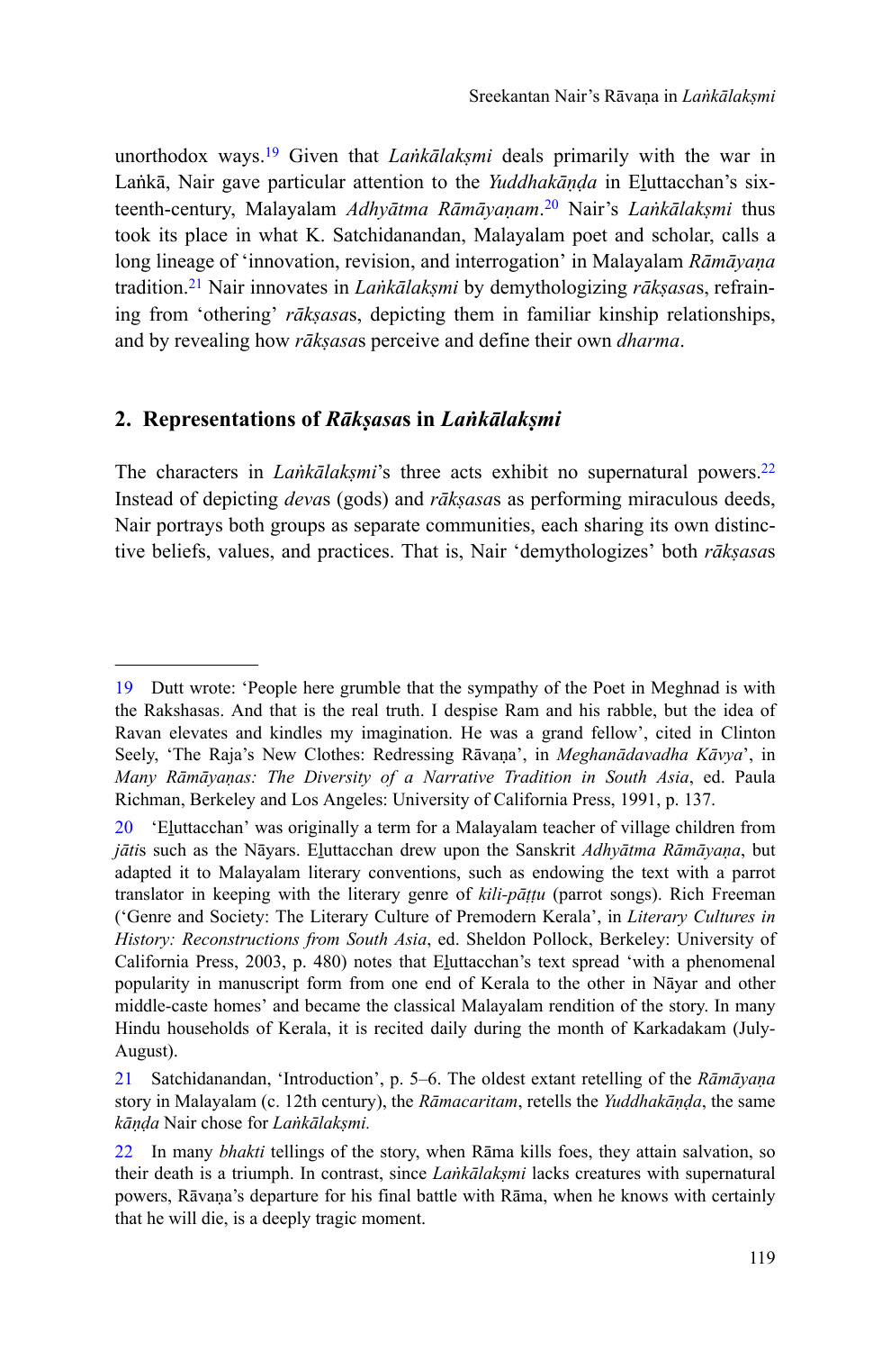unorthodox ways.[19] Given that *Laṅkālakṣmi* deals primarily with the war in Laṅkā, Nair gave particular attention to the *Yuddhakāṇḍa* in Eḻuttacchan's sixteenth-century, Malayalam *Adhyātma Rāmāyaṇam*.[20] Nair's *Laṅkālakṣmi* thus took its place in what K. Satchidanandan, Malayalam poet and scholar, calls a long lineage of 'innovation, revision, and interrogation' in Malayalam *Rāmāyaṇa* tradition.[21] Nair innovates in *Laṅkālakṣmi* by demythologizing *rākṣasa*s, refraining from 'othering' *rākṣasa*s, depicting them in familiar kinship relationships, and by revealing how *rākṣasa*s perceive and define their own *dharma*.

## 2. Representations of *Rākṣasa*s in *Laṅkālakṣmi*

The characters in *Laṅkālakṣmi*'s three acts exhibit no supernatural powers.[22] Instead of depicting *deva*s (gods) and *rākṣasa*s as performing miraculous deeds, Nair portrays both groups as separate communities, each sharing its own distinctive beliefs, values, and practices. That is, Nair 'demythologizes' both *rākṣasa*s

---

19 Dutt wrote: 'People here grumble that the sympathy of the Poet in Meghnad is with the Rakshasas. And that is the real truth. I despise Ram and his rabble, but the idea of Ravan elevates and kindles my imagination. He was a grand fellow', cited in Clinton Seely, 'The Raja's New Clothes: Redressing Rāvaṇa', in *Meghanādavadha Kāvya*', in *Many Rāmāyaṇas: The Diversity of a Narrative Tradition in South Asia*, ed. Paula Richman, Berkeley and Los Angeles: University of California Press, 1991, p. 137.

20 'Eḻuttacchan' was originally a term for a Malayalam teacher of village children from *jāti*s such as the Nāyars. Eḻuttacchan drew upon the Sanskrit *Adhyātma Rāmāyaṇa*, but adapted it to Malayalam literary conventions, such as endowing the text with a parrot translator in keeping with the literary genre of *kili-pāṭṭu* (parrot songs). Rich Freeman ('Genre and Society: The Literary Culture of Premodern Kerala', in *Literary Cultures in History: Reconstructions from South Asia*, ed. Sheldon Pollock, Berkeley: University of California Press, 2003, p. 480) notes that Eḻuttacchan's text spread 'with a phenomenal popularity in manuscript form from one end of Kerala to the other in Nāyar and other middle-caste homes' and became the classical Malayalam rendition of the story. In many Hindu households of Kerala, it is recited daily during the month of Karkadakam (July-August).

21 Satchidanandan, 'Introduction', p. 5–6. The oldest extant retelling of the *Rāmāyaṇa* story in Malayalam (c. 12th century), the *Rāmacaritam*, retells the *Yuddhakāṇḍa*, the same *kāṇḍa* Nair chose for *Laṅkālakṣmi.*

22 In many *bhakti* tellings of the story, when Rāma kills foes, they attain salvation, so their death is a triumph. In contrast, since *Laṅkālakṣmi* lacks creatures with supernatural powers, Rāvaṇa's departure for his final battle with Rāma, when he knows with certainly that he will die, is a deeply tragic moment.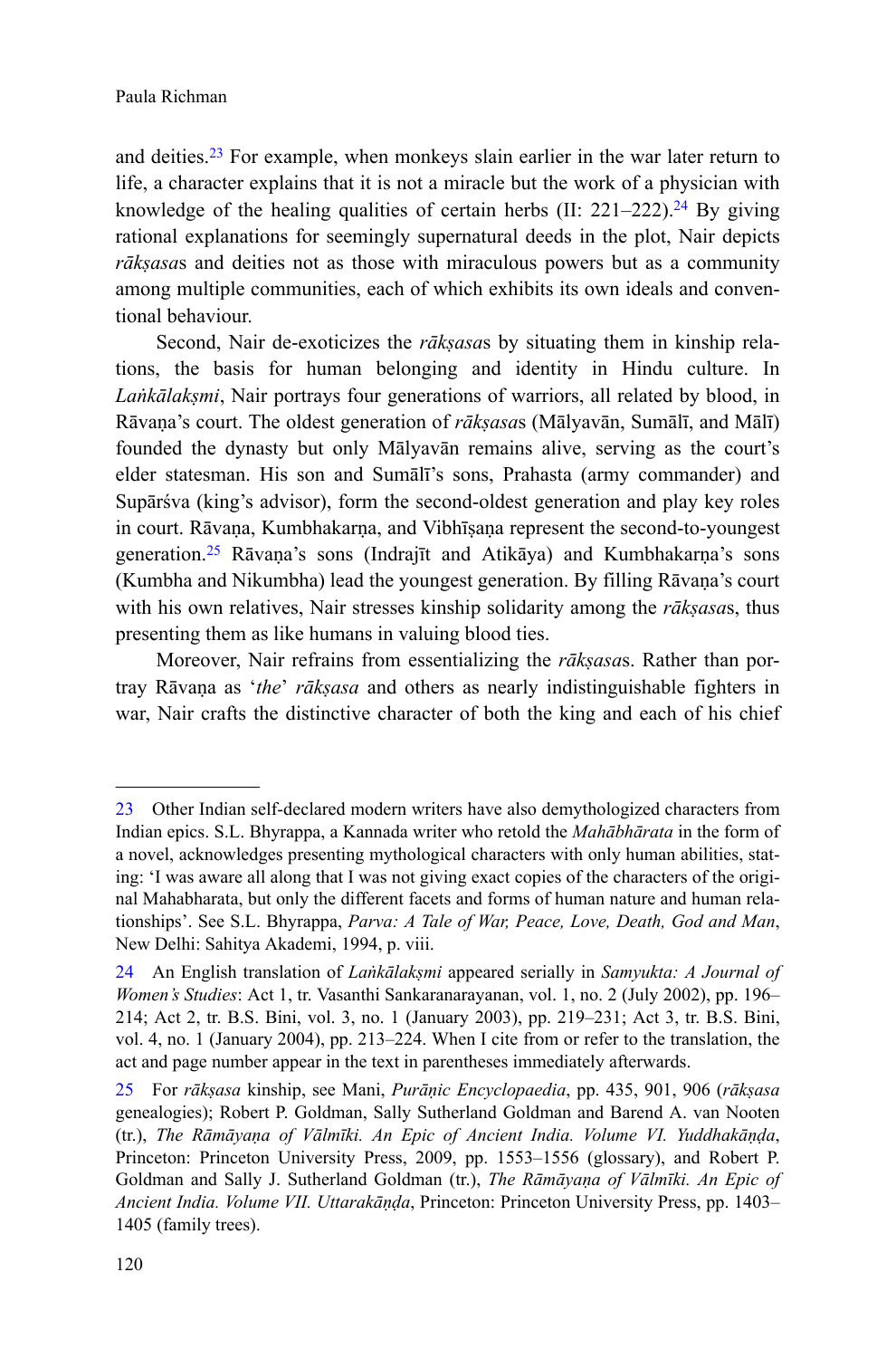and deities.[23] For example, when monkeys slain earlier in the war later return to life, a character explains that it is not a miracle but the work of a physician with knowledge of the healing qualities of certain herbs (II: 221–222).[24] By giving rational explanations for seemingly supernatural deeds in the plot, Nair depicts *rākṣasa*s and deities not as those with miraculous powers but as a community among multiple communities, each of which exhibits its own ideals and conventional behaviour.

Second, Nair de-exoticizes the *rākṣasa*s by situating them in kinship relations, the basis for human belonging and identity in Hindu culture. In *Laṅkālakṣmi*, Nair portrays four generations of warriors, all related by blood, in Rāvaṇa's court. The oldest generation of *rākṣasa*s (Mālyavān, Sumālī, and Mālī) founded the dynasty but only Mālyavān remains alive, serving as the court's elder statesman. His son and Sumālī's sons, Prahasta (army commander) and Supārśva (king's advisor), form the second-oldest generation and play key roles in court. Rāvaṇa, Kumbhakarṇa, and Vibhīṣaṇa represent the second-to-youngest generation.[25] Rāvaṇa's sons (Indrajīt and Atikāya) and Kumbhakarṇa's sons (Kumbha and Nikumbha) lead the youngest generation. By filling Rāvaṇa's court with his own relatives, Nair stresses kinship solidarity among the *rākṣasa*s, thus presenting them as like humans in valuing blood ties.

Moreover, Nair refrains from essentializing the *rākṣasa*s. Rather than portray Rāvaṇa as '*the*' *rākṣasa* and others as nearly indistinguishable fighters in war, Nair crafts the distinctive character of both the king and each of his chief

---

23 Other Indian self-declared modern writers have also demythologized characters from Indian epics. S.L. Bhyrappa, a Kannada writer who retold the *Mahābhārata* in the form of a novel, acknowledges presenting mythological characters with only human abilities, stating: 'I was aware all along that I was not giving exact copies of the characters of the original Mahabharata, but only the different facets and forms of human nature and human relationships'. See S.L. Bhyrappa, *Parva: A Tale of War, Peace, Love, Death, God and Man*, New Delhi: Sahitya Akademi, 1994, p. viii.

24 An English translation of *Laṅkālakṣmi* appeared serially in *Samyukta: A Journal of Women's Studies*: Act 1, tr. Vasanthi Sankaranarayanan, vol. 1, no. 2 (July 2002), pp. 196–214; Act 2, tr. B.S. Bini, vol. 3, no. 1 (January 2003), pp. 219–231; Act 3, tr. B.S. Bini, vol. 4, no. 1 (January 2004), pp. 213–224. When I cite from or refer to the translation, the act and page number appear in the text in parentheses immediately afterwards.

25 For *rākṣasa* kinship, see Mani, *Purāṇic Encyclopaedia*, pp. 435, 901, 906 (*rākṣasa* genealogies); Robert P. Goldman, Sally Sutherland Goldman and Barend A. van Nooten (tr.), *The Rāmāyaṇa of Vālmīki. An Epic of Ancient India. Volume VI. Yuddhakāṇḍa*, Princeton: Princeton University Press, 2009, pp. 1553–1556 (glossary), and Robert P. Goldman and Sally J. Sutherland Goldman (tr.), *The Rāmāyaṇa of Vālmīki. An Epic of Ancient India. Volume VII. Uttarakāṇḍa*, Princeton: Princeton University Press, pp. 1403–1405 (family trees).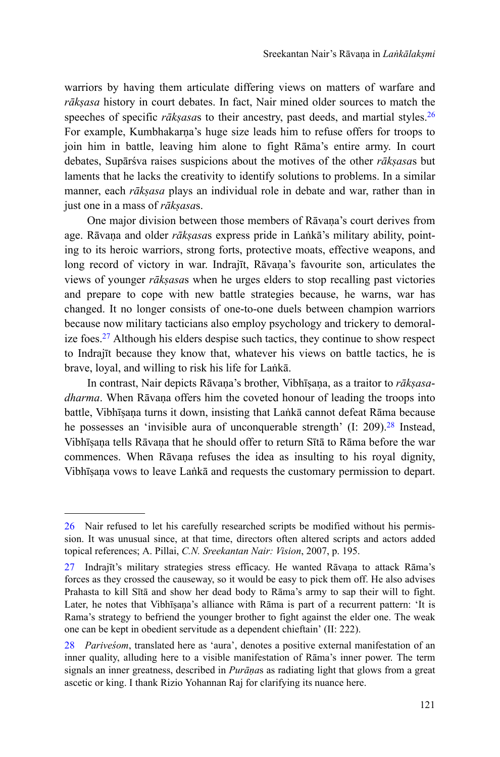warriors by having them articulate differing views on matters of warfare and *rākṣasa* history in court debates. In fact, Nair mined older sources to match the speeches of specific *rākṣasa*s to their ancestry, past deeds, and martial styles.[26] For example, Kumbhakarṇa's huge size leads him to refuse offers for troops to join him in battle, leaving him alone to fight Rāma's entire army. In court debates, Supārśva raises suspicions about the motives of the other *rākṣasa*s but laments that he lacks the creativity to identify solutions to problems. In a similar manner, each *rākṣasa* plays an individual role in debate and war, rather than in just one in a mass of *rākṣasa*s.

One major division between those members of Rāvaṇa's court derives from age. Rāvaṇa and older *rākṣasa*s express pride in Laṅkā's military ability, pointing to its heroic warriors, strong forts, protective moats, effective weapons, and long record of victory in war. Indrajīt, Rāvaṇa's favourite son, articulates the views of younger *rākṣasa*s when he urges elders to stop recalling past victories and prepare to cope with new battle strategies because, he warns, war has changed. It no longer consists of one-to-one duels between champion warriors because now military tacticians also employ psychology and trickery to demoralize foes.[27] Although his elders despise such tactics, they continue to show respect to Indrajīt because they know that, whatever his views on battle tactics, he is brave, loyal, and willing to risk his life for Laṅkā.

In contrast, Nair depicts Rāvaṇa's brother, Vibhīṣaṇa, as a traitor to *rākṣasa-dharma*. When Rāvaṇa offers him the coveted honour of leading the troops into battle, Vibhīṣaṇa turns it down, insisting that Laṅkā cannot defeat Rāma because he possesses an 'invisible aura of unconquerable strength' (I: 209).[28] Instead, Vibhīṣaṇa tells Rāvaṇa that he should offer to return Sītā to Rāma before the war commences. When Rāvaṇa refuses the idea as insulting to his royal dignity, Vibhīṣaṇa vows to leave Laṅkā and requests the customary permission to depart.

---

26 Nair refused to let his carefully researched scripts be modified without his permission. It was unusual since, at that time, directors often altered scripts and actors added topical references; A. Pillai, *C.N. Sreekantan Nair: Vision*, 2007, p. 195.

27 Indrajīt's military strategies stress efficacy. He wanted Rāvaṇa to attack Rāma's forces as they crossed the causeway, so it would be easy to pick them off. He also advises Prahasta to kill Sītā and show her dead body to Rāma's army to sap their will to fight. Later, he notes that Vibhīṣaṇa's alliance with Rāma is part of a recurrent pattern: 'It is Rama's strategy to befriend the younger brother to fight against the elder one. The weak one can be kept in obedient servitude as a dependent chieftain' (II: 222).

28 *Pariveśom*, translated here as 'aura', denotes a positive external manifestation of an inner quality, alluding here to a visible manifestation of Rāma's inner power. The term signals an inner greatness, described in *Purāṇa*s as radiating light that glows from a great ascetic or king. I thank Rizio Yohannan Raj for clarifying its nuance here.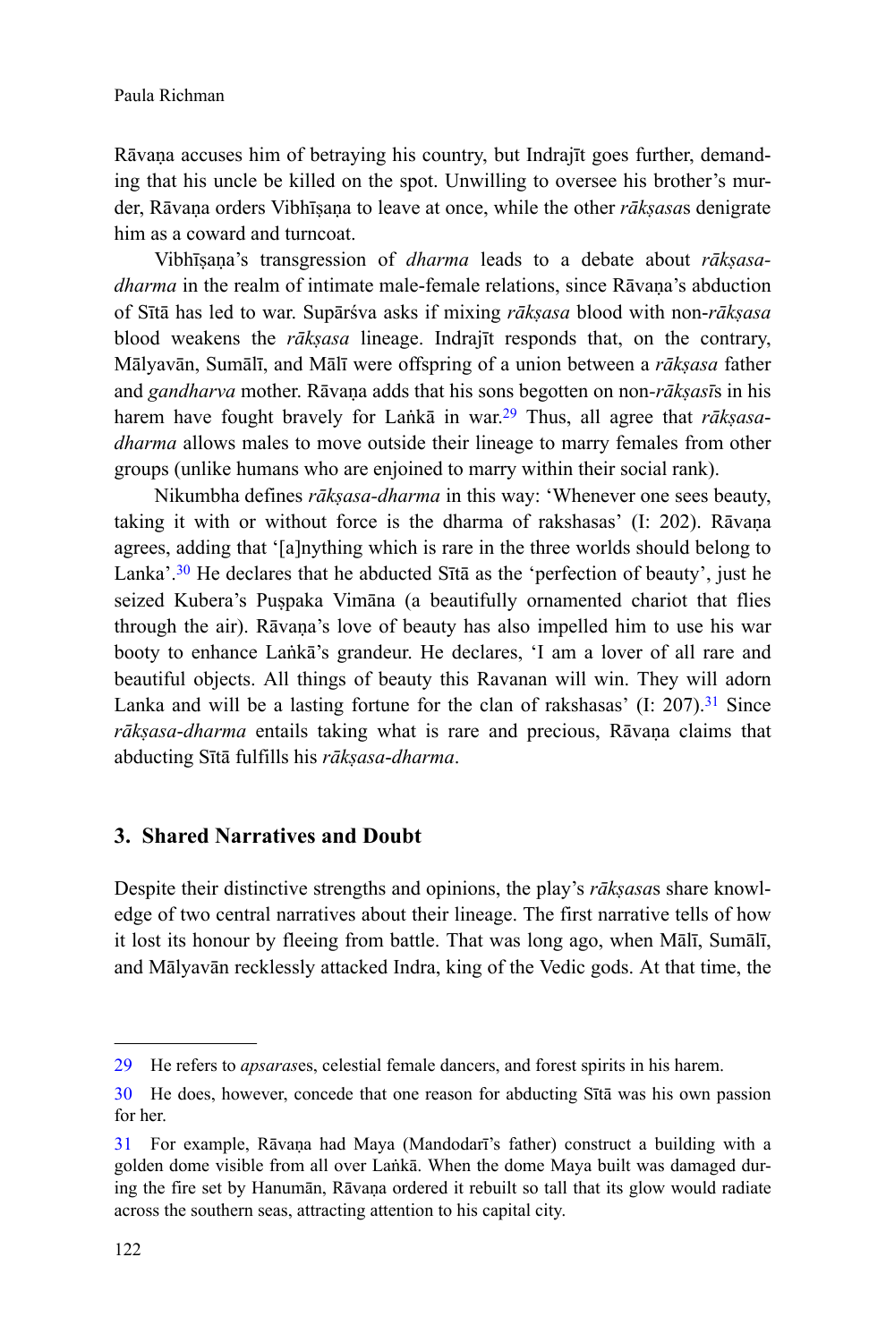Rāvaṇa accuses him of betraying his country, but Indrajīt goes further, demanding that his uncle be killed on the spot. Unwilling to oversee his brother's murder, Rāvaṇa orders Vibhīṣaṇa to leave at once, while the other *rākṣasa*s denigrate him as a coward and turncoat.

Vibhīṣaṇa's transgression of *dharma* leads to a debate about *rākṣasa-dharma* in the realm of intimate male-female relations, since Rāvaṇa's abduction of Sītā has led to war. Supārśva asks if mixing *rākṣasa* blood with non-*rākṣasa* blood weakens the *rākṣasa* lineage. Indrajīt responds that, on the contrary, Mālyavān, Sumālī, and Mālī were offspring of a union between a *rākṣasa* father and *gandharva* mother. Rāvaṇa adds that his sons begotten on non-*rākṣasī*s in his harem have fought bravely for Laṅkā in war.[29] Thus, all agree that *rākṣasa-dharma* allows males to move outside their lineage to marry females from other groups (unlike humans who are enjoined to marry within their social rank).

Nikumbha defines *rākṣasa-dharma* in this way: 'Whenever one sees beauty, taking it with or without force is the dharma of rakshasas' (I: 202). Rāvaṇa agrees, adding that '[a]nything which is rare in the three worlds should belong to Lanka'.[30] He declares that he abducted Sītā as the 'perfection of beauty', just he seized Kubera's Puṣpaka Vimāna (a beautifully ornamented chariot that flies through the air). Rāvaṇa's love of beauty has also impelled him to use his war booty to enhance Laṅkā's grandeur. He declares, 'I am a lover of all rare and beautiful objects. All things of beauty this Ravanan will win. They will adorn Lanka and will be a lasting fortune for the clan of rakshasas' (I: 207).[31] Since *rākṣasa-dharma* entails taking what is rare and precious, Rāvaṇa claims that abducting Sītā fulfills his *rākṣasa-dharma*.

## 3. Shared Narratives and Doubt

Despite their distinctive strengths and opinions, the play's *rākṣasa*s share knowledge of two central narratives about their lineage. The first narrative tells of how it lost its honour by fleeing from battle. That was long ago, when Mālī, Sumālī, and Mālyavān recklessly attacked Indra, king of the Vedic gods. At that time, the

---

29 He refers to *apsaras*es, celestial female dancers, and forest spirits in his harem.

30 He does, however, concede that one reason for abducting Sītā was his own passion for her.

31 For example, Rāvaṇa had Maya (Mandodarī's father) construct a building with a golden dome visible from all over Laṅkā. When the dome Maya built was damaged during the fire set by Hanumān, Rāvaṇa ordered it rebuilt so tall that its glow would radiate across the southern seas, attracting attention to his capital city.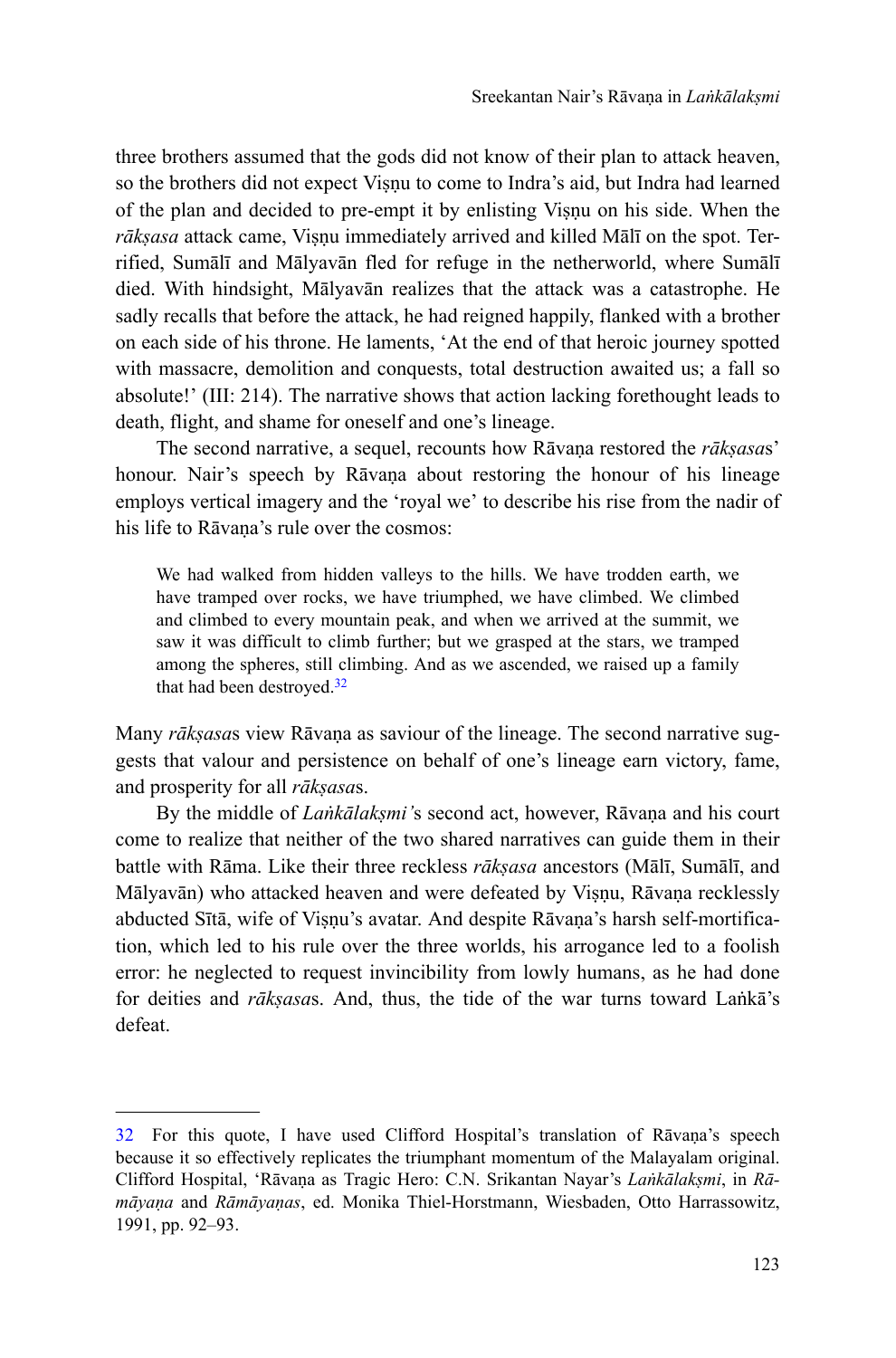three brothers assumed that the gods did not know of their plan to attack heaven, so the brothers did not expect Viṣṇu to come to Indra's aid, but Indra had learned of the plan and decided to pre-empt it by enlisting Viṣṇu on his side. When the *rākṣasa* attack came, Viṣṇu immediately arrived and killed Mālī on the spot. Terrified, Sumālī and Mālyavān fled for refuge in the netherworld, where Sumālī died. With hindsight, Mālyavān realizes that the attack was a catastrophe. He sadly recalls that before the attack, he had reigned happily, flanked with a brother on each side of his throne. He laments, 'At the end of that heroic journey spotted with massacre, demolition and conquests, total destruction awaited us; a fall so absolute!' (III: 214). The narrative shows that action lacking forethought leads to death, flight, and shame for oneself and one's lineage.

The second narrative, a sequel, recounts how Rāvaṇa restored the *rākṣasa*s' honour. Nair's speech by Rāvaṇa about restoring the honour of his lineage employs vertical imagery and the 'royal we' to describe his rise from the nadir of his life to Rāvaṇa's rule over the cosmos:

> We had walked from hidden valleys to the hills. We have trodden earth, we have tramped over rocks, we have triumphed, we have climbed. We climbed and climbed to every mountain peak, and when we arrived at the summit, we saw it was difficult to climb further; but we grasped at the stars, we tramped among the spheres, still climbing. And as we ascended, we raised up a family that had been destroyed.[32]

Many *rākṣasa*s view Rāvaṇa as saviour of the lineage. The second narrative suggests that valour and persistence on behalf of one's lineage earn victory, fame, and prosperity for all *rākṣasa*s.

By the middle of *Laṅkālakṣmi'*s second act, however, Rāvaṇa and his court come to realize that neither of the two shared narratives can guide them in their battle with Rāma. Like their three reckless *rākṣasa* ancestors (Mālī, Sumālī, and Mālyavān) who attacked heaven and were defeated by Viṣṇu, Rāvaṇa recklessly abducted Sītā, wife of Viṣṇu's avatar. And despite Rāvaṇa's harsh self-mortification, which led to his rule over the three worlds, his arrogance led to a foolish error: he neglected to request invincibility from lowly humans, as he had done for deities and *rākṣasa*s. And, thus, the tide of the war turns toward Laṅkā's defeat.

---

32 For this quote, I have used Clifford Hospital's translation of Rāvaṇa's speech because it so effectively replicates the triumphant momentum of the Malayalam original. Clifford Hospital, 'Rāvaṇa as Tragic Hero: C.N. Srikantan Nayar's *Laṅkālakṣmi*, in *Rāmāyaṇa* and *Rāmāyaṇas*, ed. Monika Thiel-Horstmann, Wiesbaden, Otto Harrassowitz, 1991, pp. 92–93.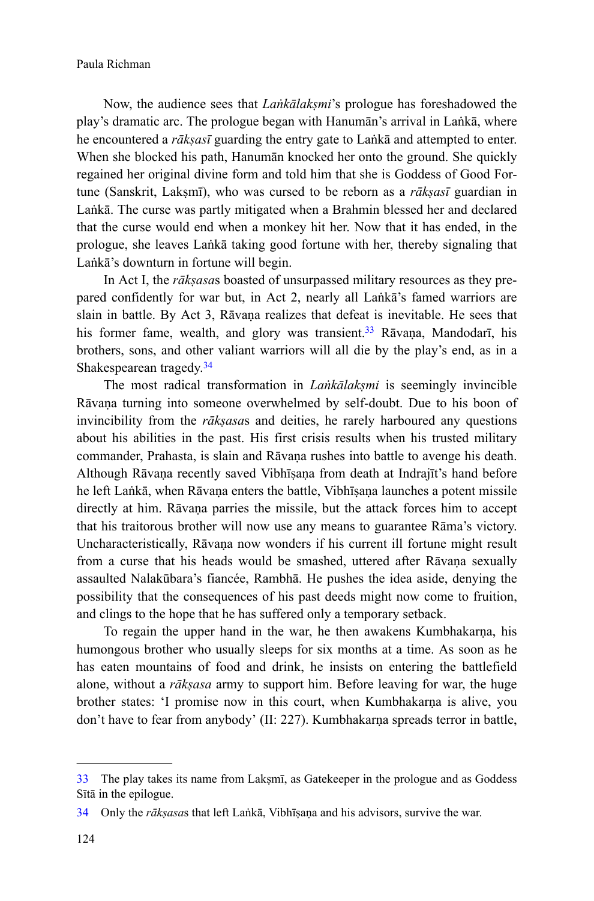Now, the audience sees that *Laṅkālakṣmi*'s prologue has foreshadowed the play's dramatic arc. The prologue began with Hanumān's arrival in Laṅkā, where he encountered a *rākṣasī* guarding the entry gate to Laṅkā and attempted to enter. When she blocked his path, Hanumān knocked her onto the ground. She quickly regained her original divine form and told him that she is Goddess of Good Fortune (Sanskrit, Lakṣmī), who was cursed to be reborn as a *rākṣasī* guardian in Laṅkā. The curse was partly mitigated when a Brahmin blessed her and declared that the curse would end when a monkey hit her. Now that it has ended, in the prologue, she leaves Laṅkā taking good fortune with her, thereby signaling that Laṅkā's downturn in fortune will begin.

In Act I, the *rākṣasa*s boasted of unsurpassed military resources as they prepared confidently for war but, in Act 2, nearly all Laṅkā's famed warriors are slain in battle. By Act 3, Rāvaṇa realizes that defeat is inevitable. He sees that his former fame, wealth, and glory was transient.[33] Rāvaṇa, Mandodarī, his brothers, sons, and other valiant warriors will all die by the play's end, as in a Shakespearean tragedy.[34]

The most radical transformation in *Laṅkālakṣmi* is seemingly invincible Rāvaṇa turning into someone overwhelmed by self-doubt. Due to his boon of invincibility from the *rākṣasa*s and deities, he rarely harboured any questions about his abilities in the past. His first crisis results when his trusted military commander, Prahasta, is slain and Rāvaṇa rushes into battle to avenge his death. Although Rāvaṇa recently saved Vibhīṣaṇa from death at Indrajīt's hand before he left Laṅkā, when Rāvaṇa enters the battle, Vibhīṣaṇa launches a potent missile directly at him. Rāvaṇa parries the missile, but the attack forces him to accept that his traitorous brother will now use any means to guarantee Rāma's victory. Uncharacteristically, Rāvaṇa now wonders if his current ill fortune might result from a curse that his heads would be smashed, uttered after Rāvaṇa sexually assaulted Nalakūbara's fiancée, Rambhā. He pushes the idea aside, denying the possibility that the consequences of his past deeds might now come to fruition, and clings to the hope that he has suffered only a temporary setback.

To regain the upper hand in the war, he then awakens Kumbhakarṇa, his humongous brother who usually sleeps for six months at a time. As soon as he has eaten mountains of food and drink, he insists on entering the battlefield alone, without a *rākṣasa* army to support him. Before leaving for war, the huge brother states: 'I promise now in this court, when Kumbhakarṇa is alive, you don't have to fear from anybody' (II: 227). Kumbhakarṇa spreads terror in battle,

---

33 The play takes its name from Lakṣmī, as Gatekeeper in the prologue and as Goddess Sītā in the epilogue.

34 Only the *rākṣasa*s that left Laṅkā, Vibhīṣaṇa and his advisors, survive the war.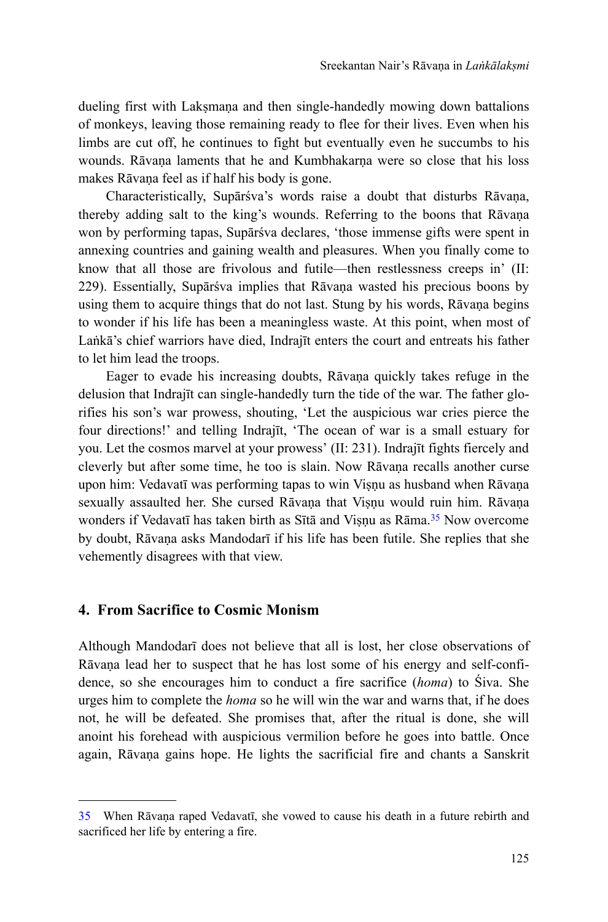dueling first with Lakṣmaṇa and then single-handedly mowing down battalions of monkeys, leaving those remaining ready to flee for their lives. Even when his limbs are cut off, he continues to fight but eventually even he succumbs to his wounds. Rāvaṇa laments that he and Kumbhakarṇa were so close that his loss makes Rāvaṇa feel as if half his body is gone.

Characteristically, Supārśva's words raise a doubt that disturbs Rāvaṇa, thereby adding salt to the king's wounds. Referring to the boons that Rāvaṇa won by performing tapas, Supārśva declares, 'those immense gifts were spent in annexing countries and gaining wealth and pleasures. When you finally come to know that all those are frivolous and futile—then restlessness creeps in' (II: 229). Essentially, Supārśva implies that Rāvaṇa wasted his precious boons by using them to acquire things that do not last. Stung by his words, Rāvaṇa begins to wonder if his life has been a meaningless waste. At this point, when most of Laṅkā's chief warriors have died, Indrajīt enters the court and entreats his father to let him lead the troops.

Eager to evade his increasing doubts, Rāvaṇa quickly takes refuge in the delusion that Indrajīt can single-handedly turn the tide of the war. The father glorifies his son's war prowess, shouting, 'Let the auspicious war cries pierce the four directions!' and telling Indrajīt, 'The ocean of war is a small estuary for you. Let the cosmos marvel at your prowess' (II: 231). Indrajīt fights fiercely and cleverly but after some time, he too is slain. Now Rāvaṇa recalls another curse upon him: Vedavatī was performing tapas to win Viṣṇu as husband when Rāvaṇa sexually assaulted her. She cursed Rāvaṇa that Viṣṇu would ruin him. Rāvaṇa wonders if Vedavatī has taken birth as Sītā and Viṣṇu as Rāma.[35] Now overcome by doubt, Rāvaṇa asks Mandodarī if his life has been futile. She replies that she vehemently disagrees with that view.

## 4. From Sacrifice to Cosmic Monism

Although Mandodarī does not believe that all is lost, her close observations of Rāvaṇa lead her to suspect that he has lost some of his energy and self-confidence, so she encourages him to conduct a fire sacrifice (*homa*) to Śiva. She urges him to complete the *homa* so he will win the war and warns that, if he does not, he will be defeated. She promises that, after the ritual is done, she will anoint his forehead with auspicious vermilion before he goes into battle. Once again, Rāvaṇa gains hope. He lights the sacrificial fire and chants a Sanskrit

---

35 When Rāvaṇa raped Vedavatī, she vowed to cause his death in a future rebirth and sacrificed her life by entering a fire.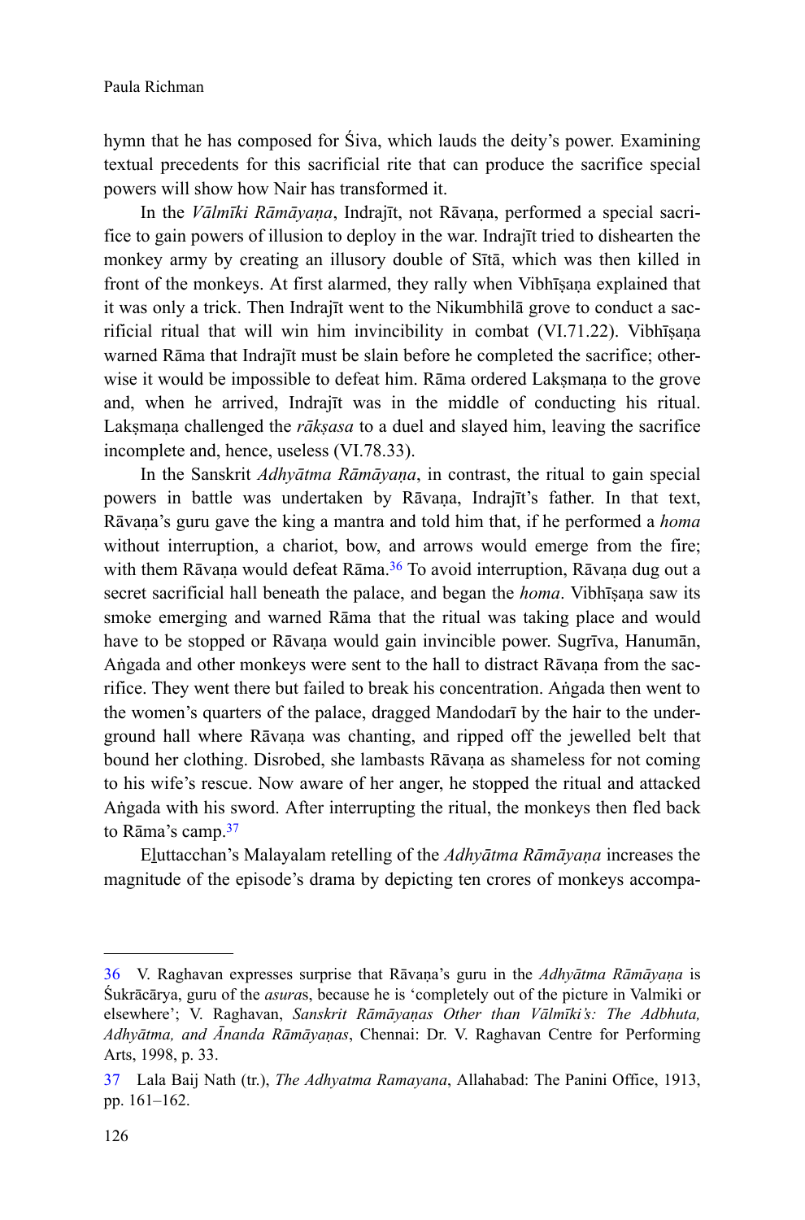hymn that he has composed for Śiva, which lauds the deity's power. Examining textual precedents for this sacrificial rite that can produce the sacrifice special powers will show how Nair has transformed it.

In the *Vālmīki Rāmāyaṇa*, Indrajīt, not Rāvaṇa, performed a special sacrifice to gain powers of illusion to deploy in the war. Indrajīt tried to dishearten the monkey army by creating an illusory double of Sītā, which was then killed in front of the monkeys. At first alarmed, they rally when Vibhīṣaṇa explained that it was only a trick. Then Indrajīt went to the Nikumbhilā grove to conduct a sacrificial ritual that will win him invincibility in combat (VI.71.22). Vibhīṣaṇa warned Rāma that Indrajīt must be slain before he completed the sacrifice; otherwise it would be impossible to defeat him. Rāma ordered Lakṣmaṇa to the grove and, when he arrived, Indrajīt was in the middle of conducting his ritual. Lakṣmaṇa challenged the *rākṣasa* to a duel and slayed him, leaving the sacrifice incomplete and, hence, useless (VI.78.33).

In the Sanskrit *Adhyātma Rāmāyaṇa*, in contrast, the ritual to gain special powers in battle was undertaken by Rāvaṇa, Indrajīt's father. In that text, Rāvaṇa's guru gave the king a mantra and told him that, if he performed a *homa* without interruption, a chariot, bow, and arrows would emerge from the fire; with them Rāvaṇa would defeat Rāma.[36] To avoid interruption, Rāvaṇa dug out a secret sacrificial hall beneath the palace, and began the *homa*. Vibhīṣaṇa saw its smoke emerging and warned Rāma that the ritual was taking place and would have to be stopped or Rāvaṇa would gain invincible power. Sugrīva, Hanumān, Aṅgada and other monkeys were sent to the hall to distract Rāvaṇa from the sacrifice. They went there but failed to break his concentration. Aṅgada then went to the women's quarters of the palace, dragged Mandodarī by the hair to the underground hall where Rāvaṇa was chanting, and ripped off the jewelled belt that bound her clothing. Disrobed, she lambasts Rāvaṇa as shameless for not coming to his wife's rescue. Now aware of her anger, he stopped the ritual and attacked Aṅgada with his sword. After interrupting the ritual, the monkeys then fled back to Rāma's camp.[37]

E<u>l</u>uttacchan's Malayalam retelling of the *Adhyātma Rāmāyaṇa* increases the magnitude of the episode's drama by depicting ten crores of monkeys accompa-

---

36 V. Raghavan expresses surprise that Rāvaṇa's guru in the *Adhyātma Rāmāyaṇa* is Śukrācārya, guru of the *asura*s, because he is 'completely out of the picture in Valmiki or elsewhere'; V. Raghavan, *Sanskrit Rāmāyaṇas Other than Vālmīki's: The Adbhuta, Adhyātma, and Ānanda Rāmāyaṇas*, Chennai: Dr. V. Raghavan Centre for Performing Arts, 1998, p. 33.

37 Lala Baij Nath (tr.), *The Adhyatma Ramayana*, Allahabad: The Panini Office, 1913, pp. 161–162.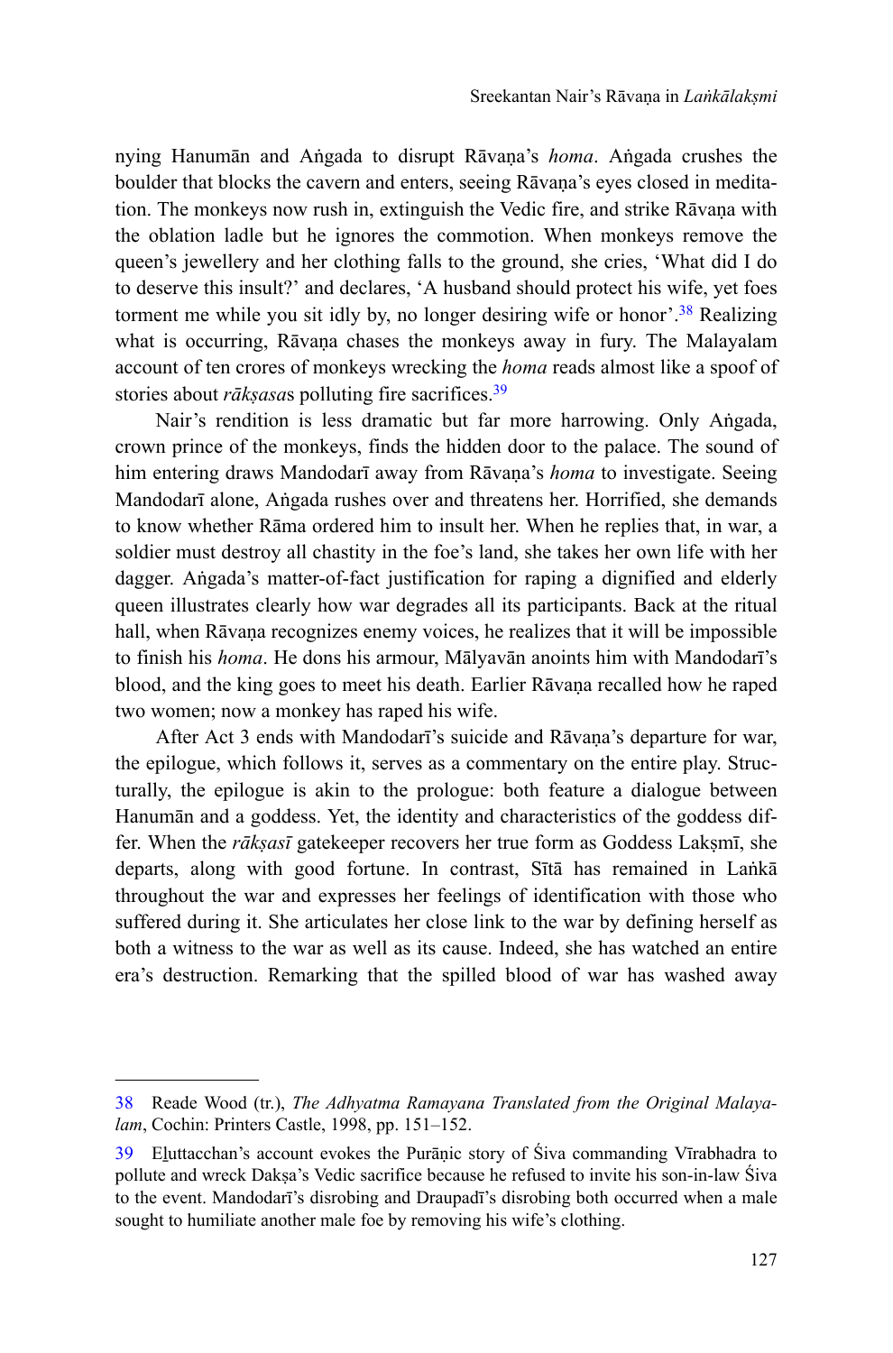nying Hanumān and Aṅgada to disrupt Rāvaṇa's *homa*. Aṅgada crushes the boulder that blocks the cavern and enters, seeing Rāvaṇa's eyes closed in meditation. The monkeys now rush in, extinguish the Vedic fire, and strike Rāvaṇa with the oblation ladle but he ignores the commotion. When monkeys remove the queen's jewellery and her clothing falls to the ground, she cries, 'What did I do to deserve this insult?' and declares, 'A husband should protect his wife, yet foes torment me while you sit idly by, no longer desiring wife or honor'.[38] Realizing what is occurring, Rāvaṇa chases the monkeys away in fury. The Malayalam account of ten crores of monkeys wrecking the *homa* reads almost like a spoof of stories about *rākṣasa*s polluting fire sacrifices.[39]

Nair's rendition is less dramatic but far more harrowing. Only Aṅgada, crown prince of the monkeys, finds the hidden door to the palace. The sound of him entering draws Mandodarī away from Rāvaṇa's *homa* to investigate. Seeing Mandodarī alone, Aṅgada rushes over and threatens her. Horrified, she demands to know whether Rāma ordered him to insult her. When he replies that, in war, a soldier must destroy all chastity in the foe's land, she takes her own life with her dagger. Aṅgada's matter-of-fact justification for raping a dignified and elderly queen illustrates clearly how war degrades all its participants. Back at the ritual hall, when Rāvaṇa recognizes enemy voices, he realizes that it will be impossible to finish his *homa*. He dons his armour, Mālyavān anoints him with Mandodarī's blood, and the king goes to meet his death. Earlier Rāvaṇa recalled how he raped two women; now a monkey has raped his wife.

After Act 3 ends with Mandodarī's suicide and Rāvaṇa's departure for war, the epilogue, which follows it, serves as a commentary on the entire play. Structurally, the epilogue is akin to the prologue: both feature a dialogue between Hanumān and a goddess. Yet, the identity and characteristics of the goddess differ. When the *rākṣasī* gatekeeper recovers her true form as Goddess Lakṣmī, she departs, along with good fortune. In contrast, Sītā has remained in Laṅkā throughout the war and expresses her feelings of identification with those who suffered during it. She articulates her close link to the war by defining herself as both a witness to the war as well as its cause. Indeed, she has watched an entire era's destruction. Remarking that the spilled blood of war has washed away

---

38 Reade Wood (tr.), *The Adhyatma Ramayana Translated from the Original Malayalam*, Cochin: Printers Castle, 1998, pp. 151–152.

39 Eḻuttacchan's account evokes the Purāṇic story of Śiva commanding Vīrabhadra to pollute and wreck Dakṣa's Vedic sacrifice because he refused to invite his son-in-law Śiva to the event. Mandodarī's disrobing and Draupadī's disrobing both occurred when a male sought to humiliate another male foe by removing his wife's clothing.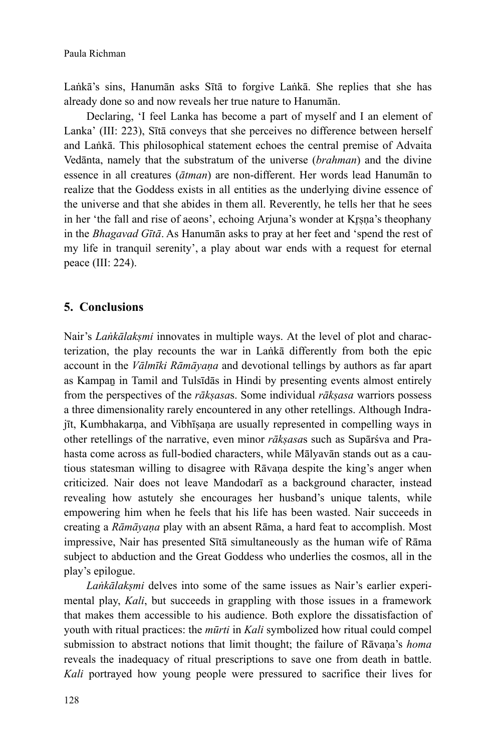Laṅkā's sins, Hanumān asks Sītā to forgive Laṅkā. She replies that she has already done so and now reveals her true nature to Hanumān.

Declaring, 'I feel Lanka has become a part of myself and I an element of Lanka' (III: 223), Sītā conveys that she perceives no difference between herself and Laṅkā. This philosophical statement echoes the central premise of Advaita Vedānta, namely that the substratum of the universe (*brahman*) and the divine essence in all creatures (*ātman*) are non-different. Her words lead Hanumān to realize that the Goddess exists in all entities as the underlying divine essence of the universe and that she abides in them all. Reverently, he tells her that he sees in her 'the fall and rise of aeons', echoing Arjuna's wonder at Kṛṣṇa's theophany in the *Bhagavad Gītā*. As Hanumān asks to pray at her feet and 'spend the rest of my life in tranquil serenity', a play about war ends with a request for eternal peace (III: 224).

## 5. Conclusions

Nair's *Laṅkālakṣmi* innovates in multiple ways. At the level of plot and characterization, the play recounts the war in Laṅkā differently from both the epic account in the *Vālmīki Rāmāyaṇa* and devotional tellings by authors as far apart as Kampaṉ in Tamil and Tulsīdās in Hindi by presenting events almost entirely from the perspectives of the *rākṣasa*s. Some individual *rākṣasa* warriors possess a three dimensionality rarely encountered in any other retellings. Although Indrajīt, Kumbhakarṇa, and Vibhīṣaṇa are usually represented in compelling ways in other retellings of the narrative, even minor *rākṣasa*s such as Supārśva and Prahasta come across as full-bodied characters, while Mālyavān stands out as a cautious statesman willing to disagree with Rāvaṇa despite the king's anger when criticized. Nair does not leave Mandodarī as a background character, instead revealing how astutely she encourages her husband's unique talents, while empowering him when he feels that his life has been wasted. Nair succeeds in creating a *Rāmāyaṇa* play with an absent Rāma, a hard feat to accomplish. Most impressive, Nair has presented Sītā simultaneously as the human wife of Rāma subject to abduction and the Great Goddess who underlies the cosmos, all in the play's epilogue.

*Laṅkālakṣmi* delves into some of the same issues as Nair's earlier experimental play, *Kali*, but succeeds in grappling with those issues in a framework that makes them accessible to his audience. Both explore the dissatisfaction of youth with ritual practices: the *mūrti* in *Kali* symbolized how ritual could compel submission to abstract notions that limit thought; the failure of Rāvaṇa's *homa* reveals the inadequacy of ritual prescriptions to save one from death in battle. *Kali* portrayed how young people were pressured to sacrifice their lives for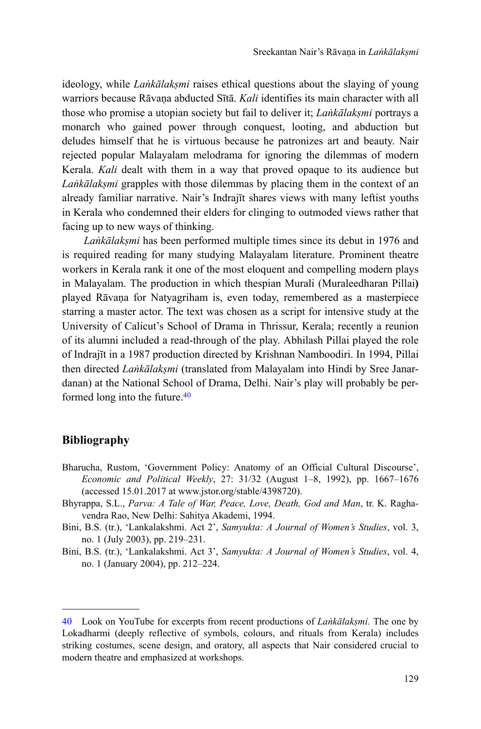ideology, while *Laṅkālakṣmi* raises ethical questions about the slaying of young warriors because Rāvaṇa abducted Sītā. *Kali* identifies its main character with all those who promise a utopian society but fail to deliver it; *Laṅkālakṣmi* portrays a monarch who gained power through conquest, looting, and abduction but deludes himself that he is virtuous because he patronizes art and beauty. Nair rejected popular Malayalam melodrama for ignoring the dilemmas of modern Kerala. *Kali* dealt with them in a way that proved opaque to its audience but *Laṅkālakṣmi* grapples with those dilemmas by placing them in the context of an already familiar narrative. Nair's Indrajīt shares views with many leftist youths in Kerala who condemned their elders for clinging to outmoded views rather that facing up to new ways of thinking.

*Laṅkālakṣmi* has been performed multiple times since its debut in 1976 and is required reading for many studying Malayalam literature. Prominent theatre workers in Kerala rank it one of the most eloquent and compelling modern plays in Malayalam. The production in which thespian Murali (Muraleedharan Pillai**)** played Rāvaṇa for Natyagriham is, even today, remembered as a masterpiece starring a master actor. The text was chosen as a script for intensive study at the University of Calicut's School of Drama in Thrissur, Kerala; recently a reunion of its alumni included a read-through of the play. Abhilash Pillai played the role of Indrajīt in a 1987 production directed by Krishnan Namboodiri. In 1994, Pillai then directed *Laṅkālakṣmi* (translated from Malayalam into Hindi by Sree Janardanan) at the National School of Drama, Delhi. Nair's play will probably be performed long into the future.[40]

## Bibliography

- Bharucha, Rustom, 'Government Policy: Anatomy of an Official Cultural Discourse', *Economic and Political Weekly*, 27: 31/32 (August 1–8, 1992), pp. 1667–1676 (accessed 15.01.2017 at www.jstor.org/stable/4398720).
- Bhyrappa, S.L., *Parva: A Tale of War, Peace, Love, Death, God and Man*, tr. K. Raghavendra Rao, New Delhi: Sahitya Akademi, 1994.
- Bini, B.S. (tr.), 'Lankalakshmi. Act 2', *Samyukta: A Journal of Women's Studies*, vol. 3, no. 1 (July 2003), pp. 219–231.
- Bini, B.S. (tr.), 'Lankalakshmi. Act 3', *Samyukta: A Journal of Women's Studies*, vol. 4, no. 1 (January 2004), pp. 212–224.

---

40 Look on YouTube for excerpts from recent productions of *Laṅkālakṣmi.* The one by Lokadharmi (deeply reflective of symbols, colours, and rituals from Kerala) includes striking costumes, scene design, and oratory, all aspects that Nair considered crucial to modern theatre and emphasized at workshops.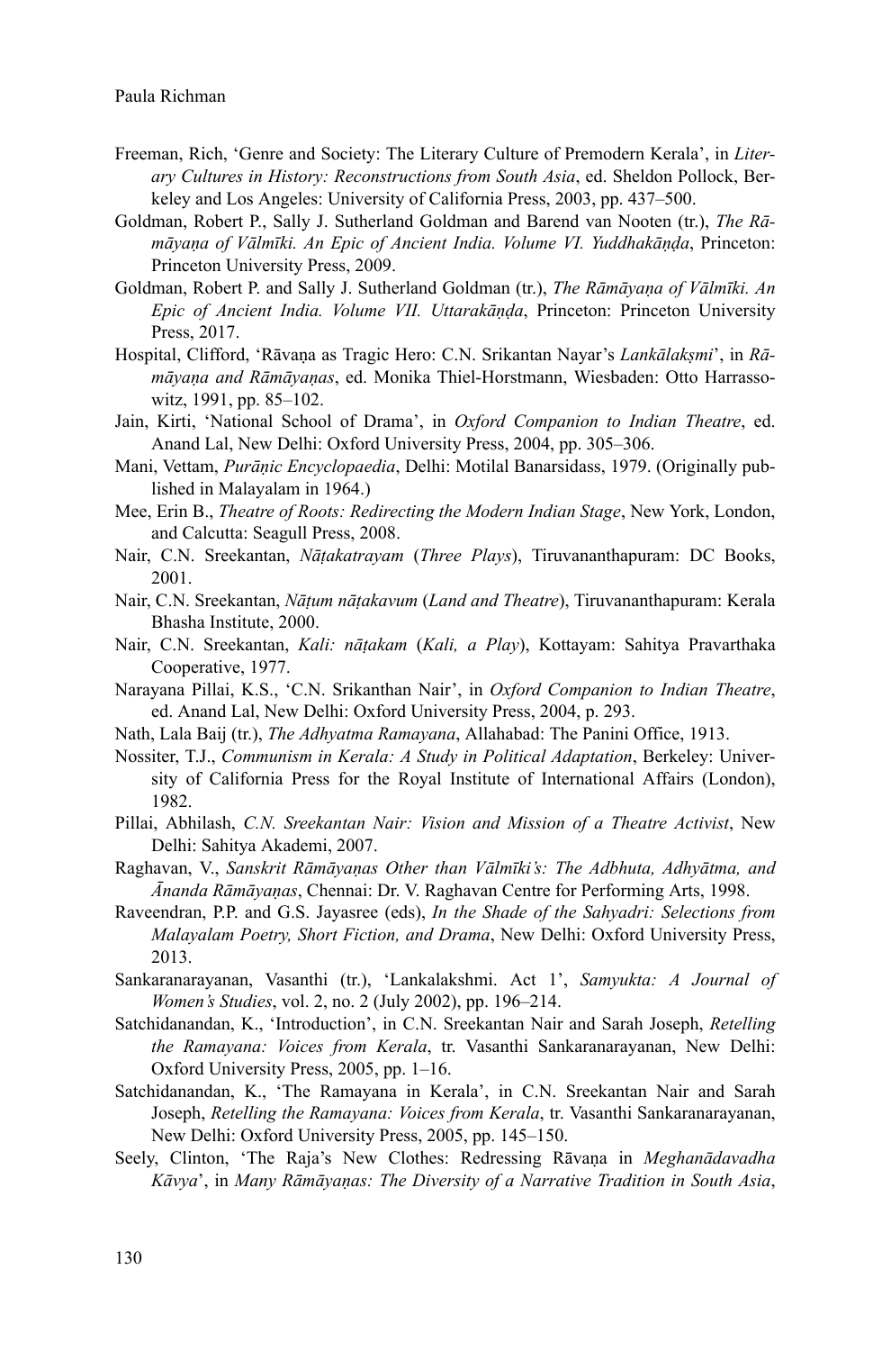Freeman, Rich, 'Genre and Society: The Literary Culture of Premodern Kerala', in *Literary Cultures in History: Reconstructions from South Asia*, ed. Sheldon Pollock, Berkeley and Los Angeles: University of California Press, 2003, pp. 437–500.

Goldman, Robert P., Sally J. Sutherland Goldman and Barend van Nooten (tr.), *The Rāmāyaṇa of Vālmīki. An Epic of Ancient India. Volume VI. Yuddhakāṇḍa*, Princeton: Princeton University Press, 2009.

Goldman, Robert P. and Sally J. Sutherland Goldman (tr.), *The Rāmāyaṇa of Vālmīki. An Epic of Ancient India. Volume VII. Uttarakāṇḍa*, Princeton: Princeton University Press, 2017.

Hospital, Clifford, 'Rāvaṇa as Tragic Hero: C.N. Srikantan Nayar's *Lankālakṣmi*', in *Rāmāyaṇa and Rāmāyaṇas*, ed. Monika Thiel-Horstmann, Wiesbaden: Otto Harrassowitz, 1991, pp. 85–102.

Jain, Kirti, 'National School of Drama', in *Oxford Companion to Indian Theatre*, ed. Anand Lal, New Delhi: Oxford University Press, 2004, pp. 305–306.

Mani, Vettam, *Purāṇic Encyclopaedia*, Delhi: Motilal Banarsidass, 1979. (Originally published in Malayalam in 1964.)

Mee, Erin B., *Theatre of Roots: Redirecting the Modern Indian Stage*, New York, London, and Calcutta: Seagull Press, 2008.

Nair, C.N. Sreekantan, *Nāṭakatrayam* (*Three Plays*), Tiruvananthapuram: DC Books, 2001.

Nair, C.N. Sreekantan, *Nāṭum nāṭakavum* (*Land and Theatre*), Tiruvananthapuram: Kerala Bhasha Institute, 2000.

Nair, C.N. Sreekantan, *Kali: nāṭakam* (*Kali, a Play*), Kottayam: Sahitya Pravarthaka Cooperative, 1977.

Narayana Pillai, K.S., 'C.N. Srikanthan Nair', in *Oxford Companion to Indian Theatre*, ed. Anand Lal, New Delhi: Oxford University Press, 2004, p. 293.

Nath, Lala Baij (tr.), *The Adhyatma Ramayana*, Allahabad: The Panini Office, 1913.

Nossiter, T.J., *Communism in Kerala: A Study in Political Adaptation*, Berkeley: University of California Press for the Royal Institute of International Affairs (London), 1982.

Pillai, Abhilash, *C.N. Sreekantan Nair: Vision and Mission of a Theatre Activist*, New Delhi: Sahitya Akademi, 2007.

Raghavan, V., *Sanskrit Rāmāyaṇas Other than Vālmīki's: The Adbhuta, Adhyātma, and Ānanda Rāmāyaṇas*, Chennai: Dr. V. Raghavan Centre for Performing Arts, 1998.

Raveendran, P.P. and G.S. Jayasree (eds), *In the Shade of the Sahyadri: Selections from Malayalam Poetry, Short Fiction, and Drama*, New Delhi: Oxford University Press, 2013.

Sankaranarayanan, Vasanthi (tr.), 'Lankalakshmi. Act 1', *Samyukta: A Journal of Women's Studies*, vol. 2, no. 2 (July 2002), pp. 196–214.

Satchidanandan, K., 'Introduction', in C.N. Sreekantan Nair and Sarah Joseph, *Retelling the Ramayana: Voices from Kerala*, tr. Vasanthi Sankaranarayanan, New Delhi: Oxford University Press, 2005, pp. 1–16.

Satchidanandan, K., 'The Ramayana in Kerala', in C.N. Sreekantan Nair and Sarah Joseph, *Retelling the Ramayana: Voices from Kerala*, tr. Vasanthi Sankaranarayanan, New Delhi: Oxford University Press, 2005, pp. 145–150.

Seely, Clinton, 'The Raja's New Clothes: Redressing Rāvaṇa in *Meghanādavadha Kāvya*', in *Many Rāmāyaṇas: The Diversity of a Narrative Tradition in South Asia*,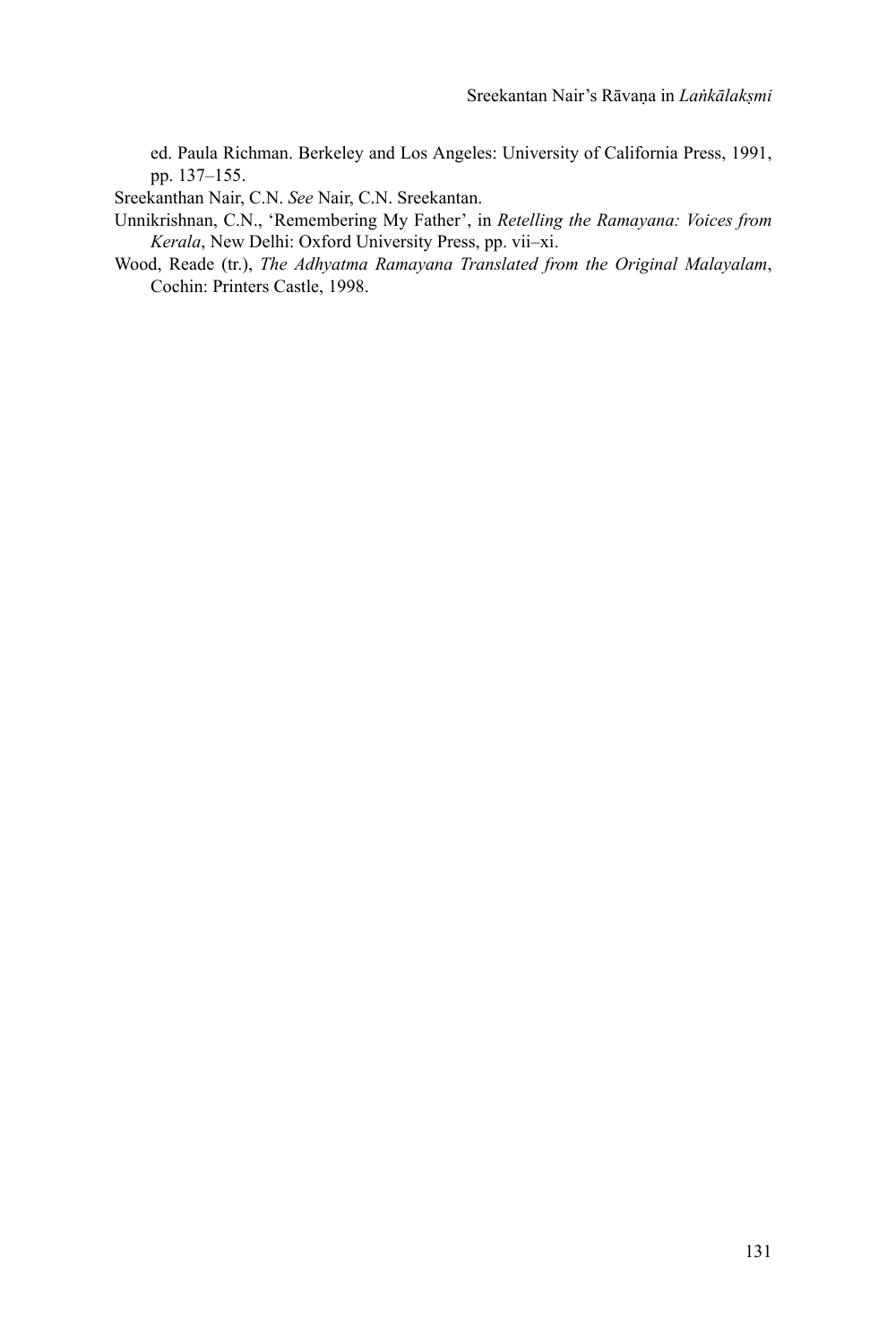ed. Paula Richman. Berkeley and Los Angeles: University of California Press, 1991, pp. 137–155.

Sreekanthan Nair, C.N. *See* Nair, C.N. Sreekantan.

Unnikrishnan, C.N., 'Remembering My Father', in *Retelling the Ramayana: Voices from Kerala*, New Delhi: Oxford University Press, pp. vii–xi.

Wood, Reade (tr.), *The Adhyatma Ramayana Translated from the Original Malayalam*, Cochin: Printers Castle, 1998.